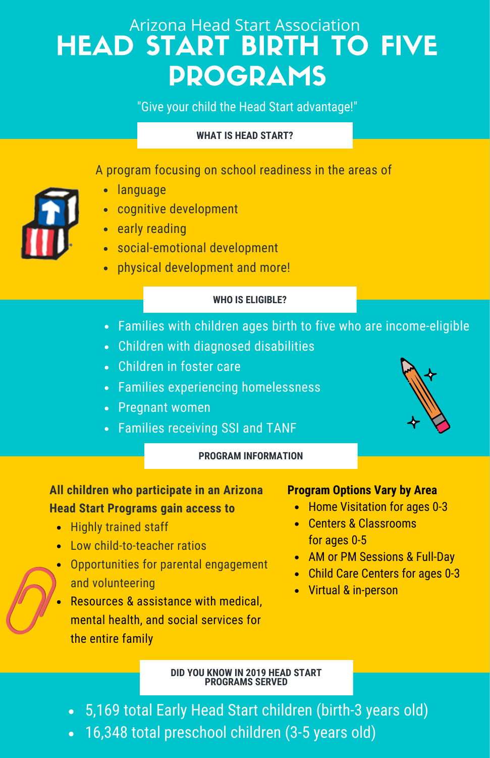Arizona Head Start Association

# HEAD START BIRTH TO FIVE PROGRAMS

"Give your child the Head Start advantage!"

## WHAT IS HEAD START?

A program focusing on school readiness in the areas of

- language
- cognitive development
- early reading
- social-emotional development
- physical development and more!

## WHO IS ELIGIBLE?

- Families with children ages birth to five who are income-eligible
- Children with diagnosed disabilities
- Children in foster care
- Families experiencing homelessness
- Pregnant women
- Families receiving SSI and TANF

## PROGRAM INFORMATION

**All children who participate in an Arizona Head Start Programs gain access to**

- Highly trained staff
- Low child-to-teacher ratios
- Opportunities for parental engagement and volunteering
- Resources & assistance with medical, mental health, and social services for the entire family

**Program Options Vary by Area**

- Home Visitation for ages 0-3
- Centers & Classrooms for ages 0-5
- AM or PM Sessions & Full-Day
- Child Care Centers for ages 0-3
- Virtual & in-person

## DID YOU KNOW IN 2019 HEAD START PROGRAMS SERVED

- 5,169 total Early Head Start children (birth-3 years old)
- 16,348 total preschool children (3-5 years old)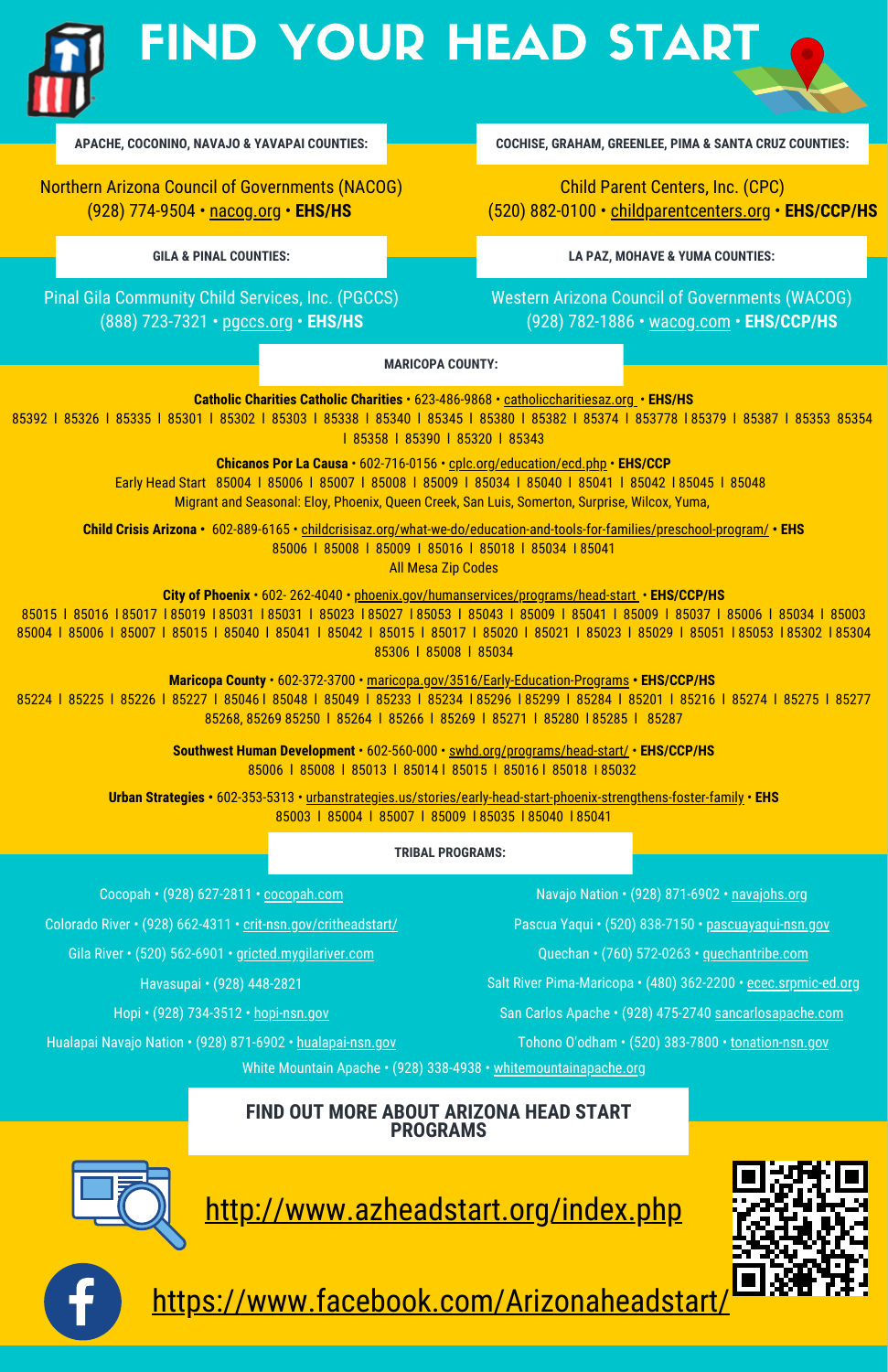# FIND YOUR HEAD START

**APACHE, COCONINO, NAVAJO & YAVAPAI COUNTIES:**

Northern Arizona Council of Governments (NACOG)
(928) 774-9504 • nacog.org • **EHS/HS**

**COCHISE, GRAHAM, GREENLEE, PIMA & SANTA CRUZ COUNTIES:**

Child Parent Centers, Inc. (CPC)
(520) 882-0100 • childparentcenters.org • **EHS/CCP/HS**

**GILA & PINAL COUNTIES:**

Pinal Gila Community Child Services, Inc. (PGCCS)
(888) 723-7321 • pgccs.org • **EHS/HS**

**LA PAZ, MOHAVE & YUMA COUNTIES:**

Western Arizona Council of Governments (WACOG)
(928) 782-1886 • wacog.com • **EHS/CCP/HS**

**MARICOPA COUNTY:**

**Catholic Charities Catholic Charities** • 623-486-9868 • catholiccharitiesaz.org • **EHS/HS**
85392 I 85326 I 85335 I 85301 I 85302 I 85303 I 85338 I 85340 I 85345 I 85380 I 85382 I 85374 I 853778 I 85379 I 85387 I 85353 85354 I 85358 I 85390 I 85320 I 85343

**Chicanos Por La Causa** • 602-716-0156 • cplc.org/education/ecd.php • **EHS/CCP**
Early Head Start 85004 I 85006 I 85007 I 85008 I 85009 I 85034 I 85040 I 85041 I 85042 I 85045 I 85048
Migrant and Seasonal: Eloy, Phoenix, Queen Creek, San Luis, Somerton, Surprise, Wilcox, Yuma,

**Child Crisis Arizona** • 602-889-6165 • childcrisisaz.org/what-we-do/education-and-tools-for-families/preschool-program/ • **EHS**
85006 I 85008 I 85009 I 85016 I 85018 I 85034 I 85041
All Mesa Zip Codes

**City of Phoenix** • 602- 262-4040 • phoenix.gov/humanservices/programs/head-start • **EHS/CCP/HS**
85015 I 85016 I 85017 I 85019 I 85031 I 85031 I 85023 I 85027 I 85053 I 85043 I 85009 I 85041 I 85009 I 85037 I 85006 I 85034 I 85003 85004 I 85006 I 85007 I 85015 I 85040 I 85041 I 85042 I 85015 I 85017 I 85020 I 85021 I 85023 I 85029 I 85051 I 85053 I 85302 I 85304 85306 I 85008 I 85034

**Maricopa County** • 602-372-3700 • maricopa.gov/3516/Early-Education-Programs • **EHS/CCP/HS**
85224 I 85225 I 85226 I 85227 I 85046 I 85048 I 85049 I 85233 I 85234 I 85296 I 85299 I 85284 I 85201 I 85216 I 85274 I 85275 I 85277 85268, 85269 85250 I 85264 I 85266 I 85269 I 85271 I 85280 I 85285 I 85287

**Southwest Human Development** • 602-560-000 • swhd.org/programs/head-start/ • **EHS/CCP/HS**
85006 I 85008 I 85013 I 85014 I 85015 I 85016 I 85018 I 85032

**Urban Strategies** • 602-353-5313 • urbanstrategies.us/stories/early-head-start-phoenix-strengthens-foster-family • **EHS**
85003 I 85004 I 85007 I 85009 I 85035 I 85040 I 85041

**TRIBAL PROGRAMS:**

Cocopah • (928) 627-2811 • cocopah.com

Colorado River • (928) 662-4311 • crit-nsn.gov/critheadstart/

Gila River • (520) 562-6901 • gricted.mygilariver.com

Havasupai • (928) 448-2821

Hopi • (928) 734-3512 • hopi-nsn.gov

Hualapai Navajo Nation • (928) 871-6902 • hualapai-nsn.gov

Navajo Nation • (928) 871-6902 • navajohs.org

Pascua Yaqui • (520) 838-7150 • pascuayaqui-nsn.gov

Quechan • (760) 572-0263 • quechantribe.com

Salt River Pima-Maricopa • (480) 362-2200 • ecec.srpmic-ed.org

San Carlos Apache • (928) 475-2740 sancarlosapache.com

Tohono O'odham • (520) 383-7800 • tonation-nsn.gov

White Mountain Apache • (928) 338-4938 • whitemountainapache.org

**FIND OUT MORE ABOUT ARIZONA HEAD START PROGRAMS**

http://www.azheadstart.org/index.php

https://www.facebook.com/Arizonaheadstart/